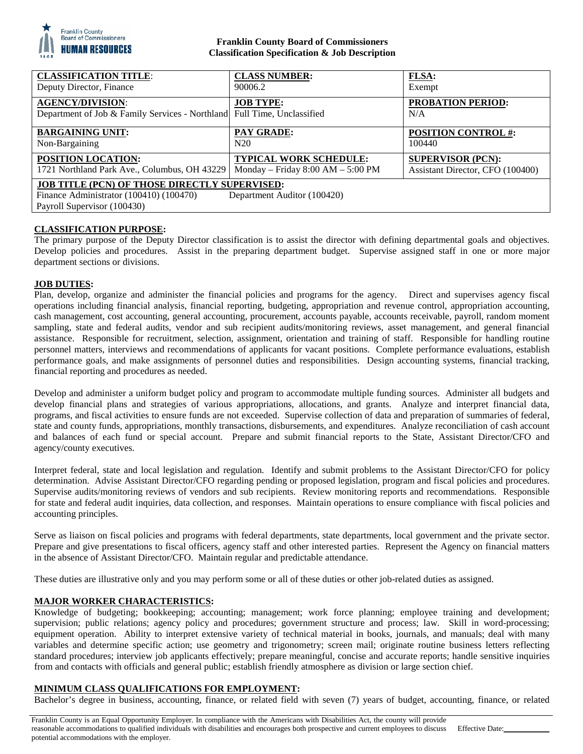**Franklin County Board of Commissioners**
**Classification Specification & Job Description**

| **CLASSIFICATION TITLE**: | **CLASS NUMBER:** | **FLSA:** |
|---|---|---|
| Deputy Director, Finance | 90006.2 | Exempt |
| **AGENCY/DIVISION**: | **JOB TYPE:** | **PROBATION PERIOD:** |
| Department of Job & Family Services - Northland | Full Time, Unclassified | N/A |
| **BARGAINING UNIT:** | **PAY GRADE:** | **POSITION CONTROL #:** |
| Non-Bargaining | N20 | 100440 |
| **POSITION LOCATION:** | **TYPICAL WORK SCHEDULE:** | **SUPERVISOR (PCN):** |
| 1721 Northland Park Ave., Columbus, OH 43229 | Monday – Friday 8:00 AM – 5:00 PM | Assistant Director, CFO (100400) |
| **JOB TITLE (PCN) OF THOSE DIRECTLY SUPERVISED:** | | |
| Finance Administrator (100410) (100470) | Department Auditor (100420) | |
| Payroll Supervisor (100430) | | |

## CLASSIFICATION PURPOSE:

The primary purpose of the Deputy Director classification is to assist the director with defining departmental goals and objectives. Develop policies and procedures. Assist in the preparing department budget. Supervise assigned staff in one or more major department sections or divisions.

## JOB DUTIES:

Plan, develop, organize and administer the financial policies and programs for the agency. Direct and supervises agency fiscal operations including financial analysis, financial reporting, budgeting, appropriation and revenue control, appropriation accounting, cash management, cost accounting, general accounting, procurement, accounts payable, accounts receivable, payroll, random moment sampling, state and federal audits, vendor and sub recipient audits/monitoring reviews, asset management, and general financial assistance. Responsible for recruitment, selection, assignment, orientation and training of staff. Responsible for handling routine personnel matters, interviews and recommendations of applicants for vacant positions. Complete performance evaluations, establish performance goals, and make assignments of personnel duties and responsibilities. Design accounting systems, financial tracking, financial reporting and procedures as needed.

Develop and administer a uniform budget policy and program to accommodate multiple funding sources. Administer all budgets and develop financial plans and strategies of various appropriations, allocations, and grants. Analyze and interpret financial data, programs, and fiscal activities to ensure funds are not exceeded. Supervise collection of data and preparation of summaries of federal, state and county funds, appropriations, monthly transactions, disbursements, and expenditures. Analyze reconciliation of cash account and balances of each fund or special account. Prepare and submit financial reports to the State, Assistant Director/CFO and agency/county executives.

Interpret federal, state and local legislation and regulation. Identify and submit problems to the Assistant Director/CFO for policy determination. Advise Assistant Director/CFO regarding pending or proposed legislation, program and fiscal policies and procedures. Supervise audits/monitoring reviews of vendors and sub recipients. Review monitoring reports and recommendations. Responsible for state and federal audit inquiries, data collection, and responses. Maintain operations to ensure compliance with fiscal policies and accounting principles.

Serve as liaison on fiscal policies and programs with federal departments, state departments, local government and the private sector. Prepare and give presentations to fiscal officers, agency staff and other interested parties. Represent the Agency on financial matters in the absence of Assistant Director/CFO. Maintain regular and predictable attendance.

These duties are illustrative only and you may perform some or all of these duties or other job-related duties as assigned.

## MAJOR WORKER CHARACTERISTICS:

Knowledge of budgeting; bookkeeping; accounting; management; work force planning; employee training and development; supervision; public relations; agency policy and procedures; government structure and process; law. Skill in word-processing; equipment operation. Ability to interpret extensive variety of technical material in books, journals, and manuals; deal with many variables and determine specific action; use geometry and trigonometry; screen mail; originate routine business letters reflecting standard procedures; interview job applicants effectively; prepare meaningful, concise and accurate reports; handle sensitive inquiries from and contacts with officials and general public; establish friendly atmosphere as division or large section chief.

## MINIMUM CLASS QUALIFICATIONS FOR EMPLOYMENT:

Bachelor's degree in business, accounting, finance, or related field with seven (7) years of budget, accounting, finance, or related

Franklin County is an Equal Opportunity Employer. In compliance with the Americans with Disabilities Act, the county will provide reasonable accommodations to qualified individuals with disabilities and encourages both prospective and current employees to discuss potential accommodations with the employer.

Effective Date:\_\_\_\_\_\_\_\_\_\_\_\_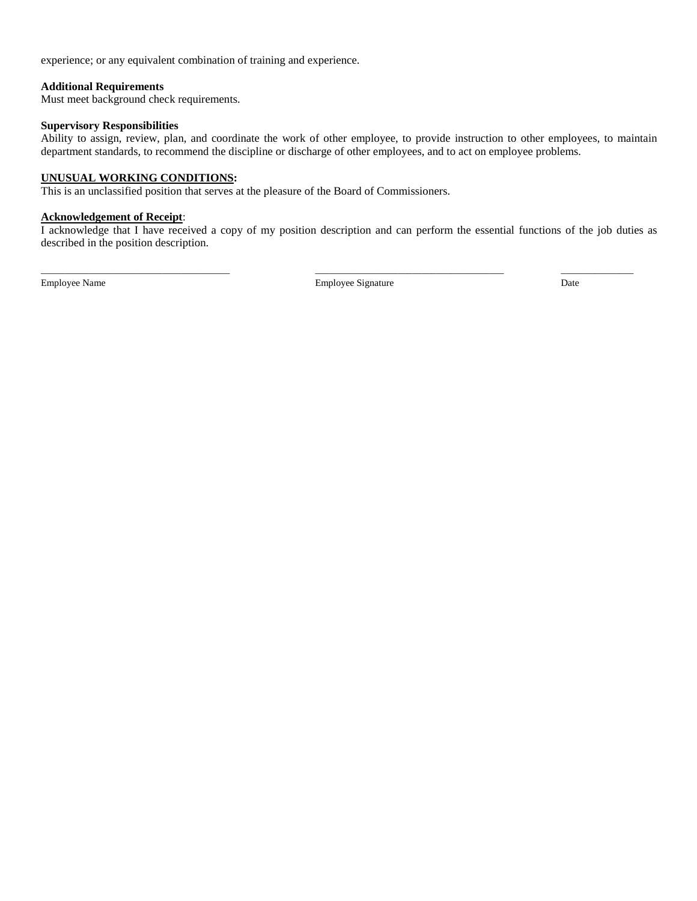experience; or any equivalent combination of training and experience.

**Additional Requirements**
Must meet background check requirements.

**Supervisory Responsibilities**
Ability to assign, review, plan, and coordinate the work of other employee, to provide instruction to other employees, to maintain department standards, to recommend the discipline or discharge of other employees, and to act on employee problems.

**UNUSUAL WORKING CONDITIONS:**
This is an unclassified position that serves at the pleasure of the Board of Commissioners.

**Acknowledgement of Receipt**:
I acknowledge that I have received a copy of my position description and can perform the essential functions of the job duties as described in the position description.

| | | |
|---|---|---|
| ______________________________ | ______________________________ | ____________ |
| Employee Name | Employee Signature | Date |